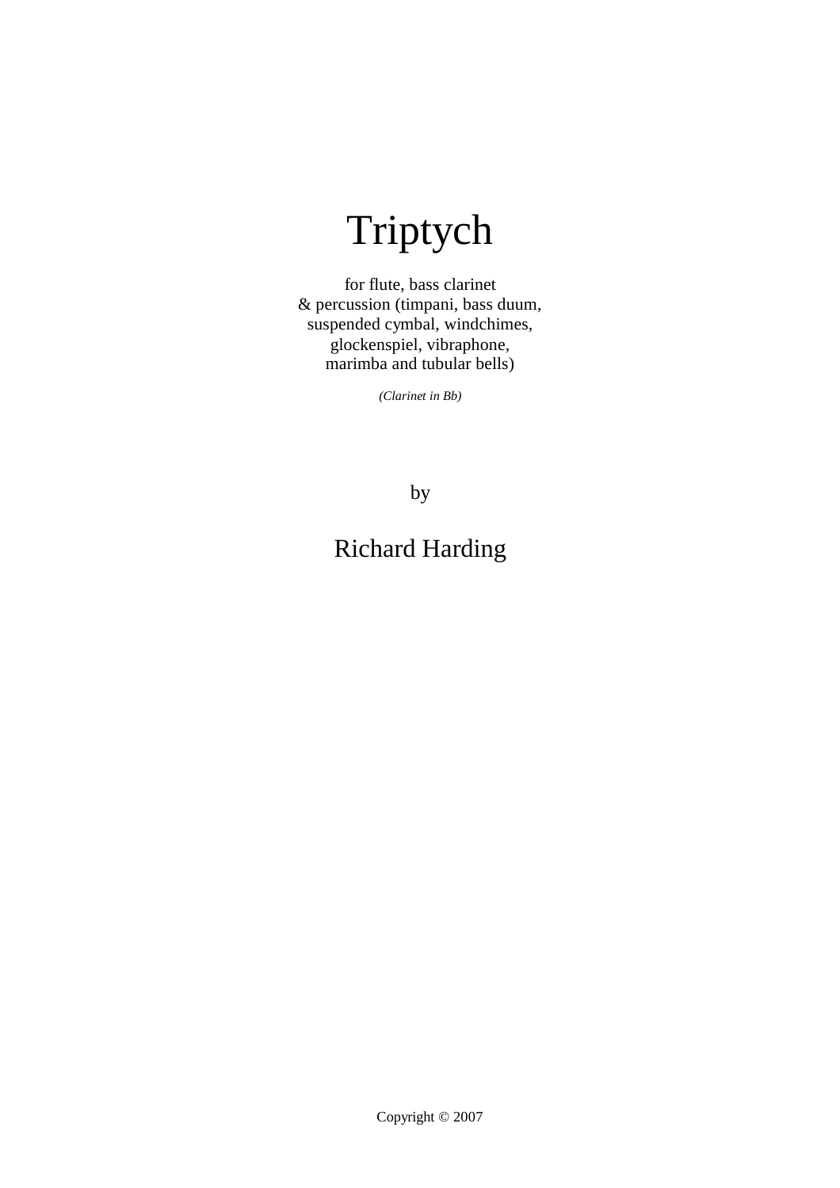# Triptych

for flute, bass clarinet
& percussion (timpani, bass duum,
suspended cymbal, windchimes,
glockenspiel, vibraphone,
marimba and tubular bells)

*(Clarinet in Bb)*

by

## Richard Harding

Copyright © 2007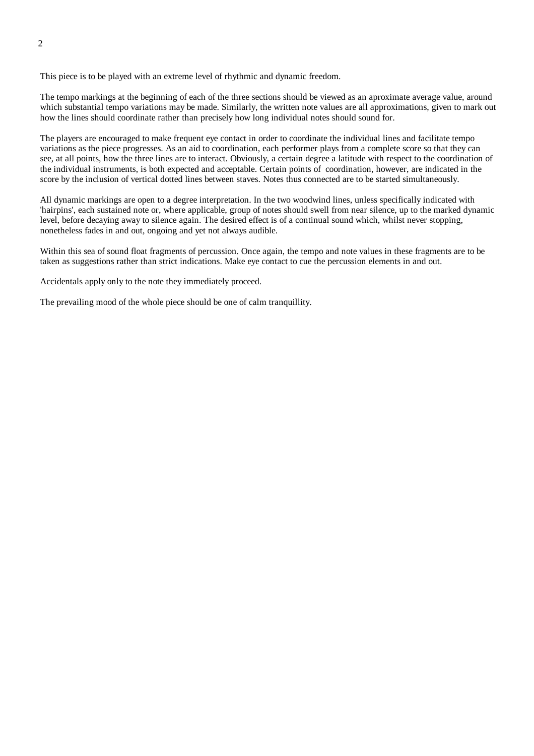This piece is to be played with an extreme level of rhythmic and dynamic freedom.

The tempo markings at the beginning of each of the three sections should be viewed as an aproximate average value, around which substantial tempo variations may be made. Similarly, the written note values are all approximations, given to mark out how the lines should coordinate rather than precisely how long individual notes should sound for.

The players are encouraged to make frequent eye contact in order to coordinate the individual lines and facilitate tempo variations as the piece progresses. As an aid to coordination, each performer plays from a complete score so that they can see, at all points, how the three lines are to interact. Obviously, a certain degree a latitude with respect to the coordination of the individual instruments, is both expected and acceptable. Certain points of coordination, however, are indicated in the score by the inclusion of vertical dotted lines between staves. Notes thus connected are to be started simultaneously.

All dynamic markings are open to a degree interpretation. In the two woodwind lines, unless specifically indicated with 'hairpins', each sustained note or, where applicable, group of notes should swell from near silence, up to the marked dynamic level, before decaying away to silence again. The desired effect is of a continual sound which, whilst never stopping, nonetheless fades in and out, ongoing and yet not always audible.

Within this sea of sound float fragments of percussion. Once again, the tempo and note values in these fragments are to be taken as suggestions rather than strict indications. Make eye contact to cue the percussion elements in and out.

Accidentals apply only to the note they immediately proceed.

The prevailing mood of the whole piece should be one of calm tranquillity.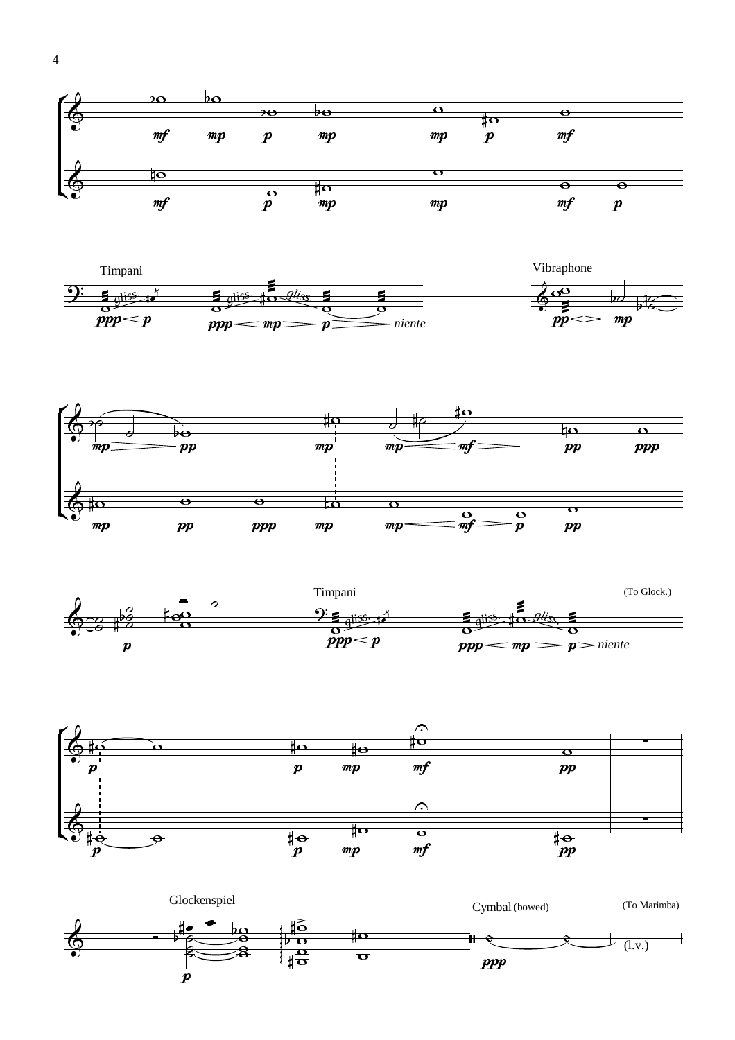Timpani

gliss. gliss. gliss.

*niente*

Vibraphone

Timpani

gliss. gliss.

*niente*

(To Glock.)

Glockenspiel

Cymbal (bowed)

(To Marimba)

(l.v.)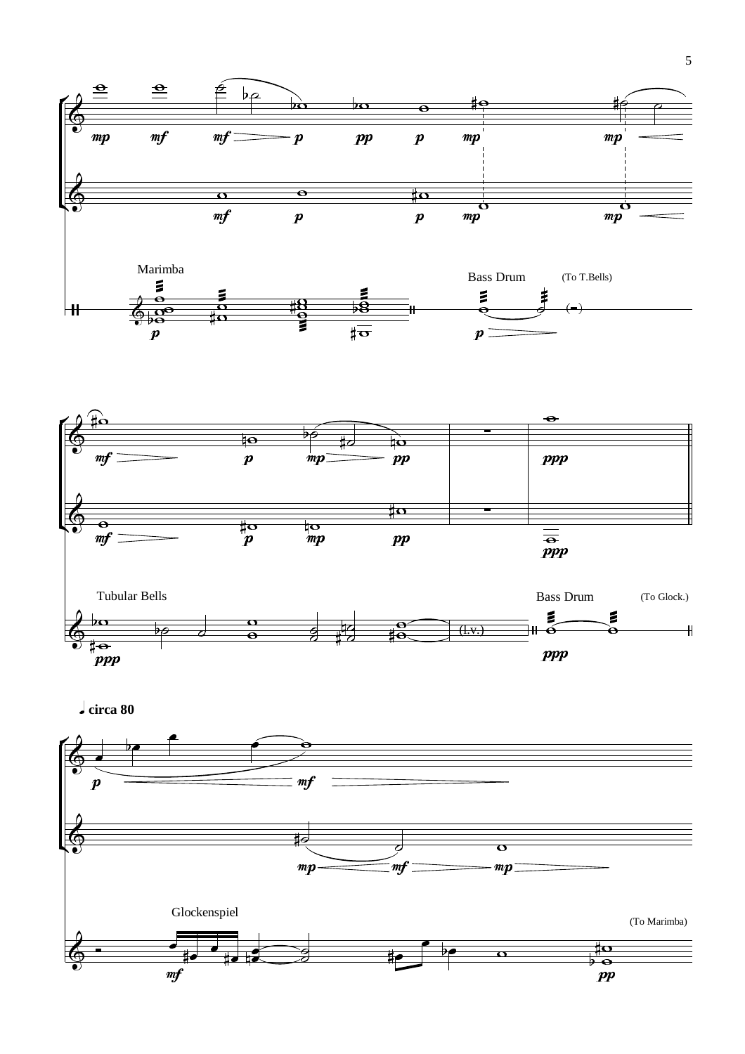Marimba

Bass Drum

(To T.Bells)

Tubular Bells

(l.v.)

Bass Drum

(To Glock.)

♩ circa 80

Glockenspiel

(To Marimba)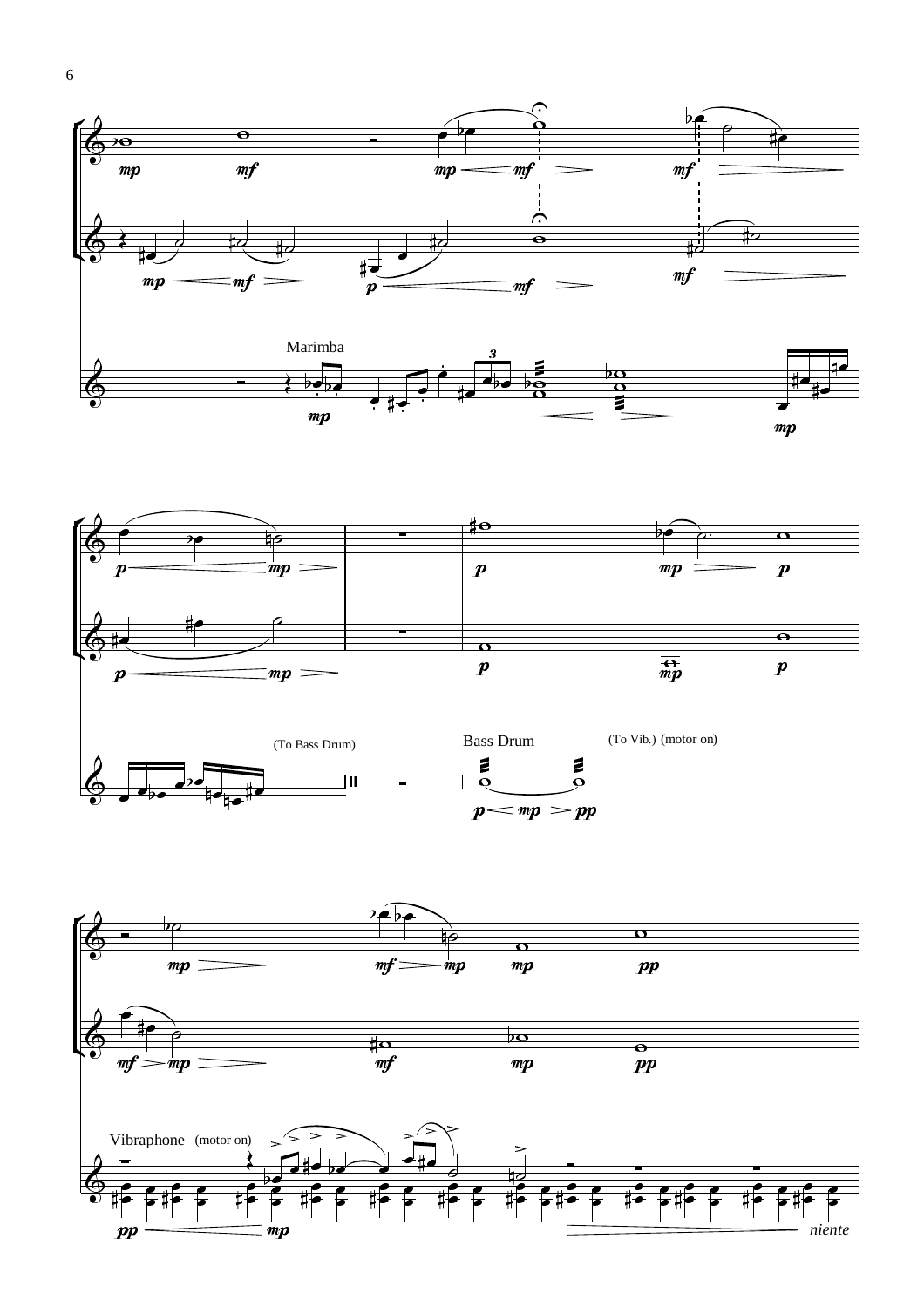Marimba

(To Bass Drum)

Bass Drum

(To Vib.) (motor on)

Vibraphone (motor on)

*niente*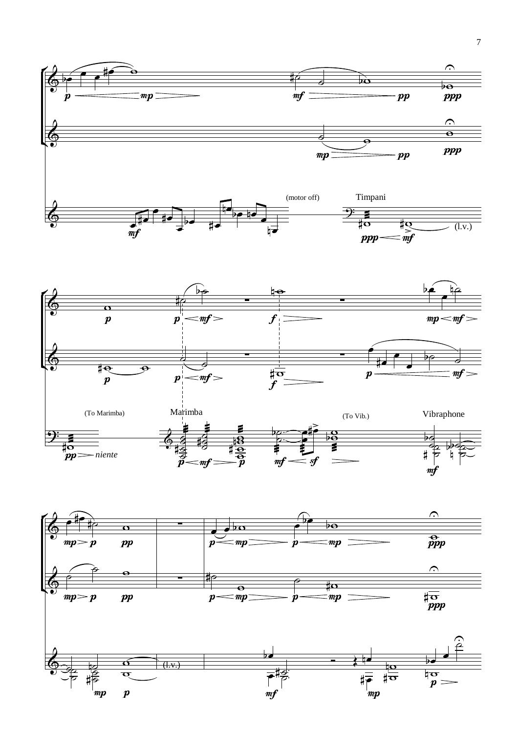(motor off)

Timpani

(l.v.)

(To Marimba)

Marimba

(To Vib.)

Vibraphone

niente

(l.v.)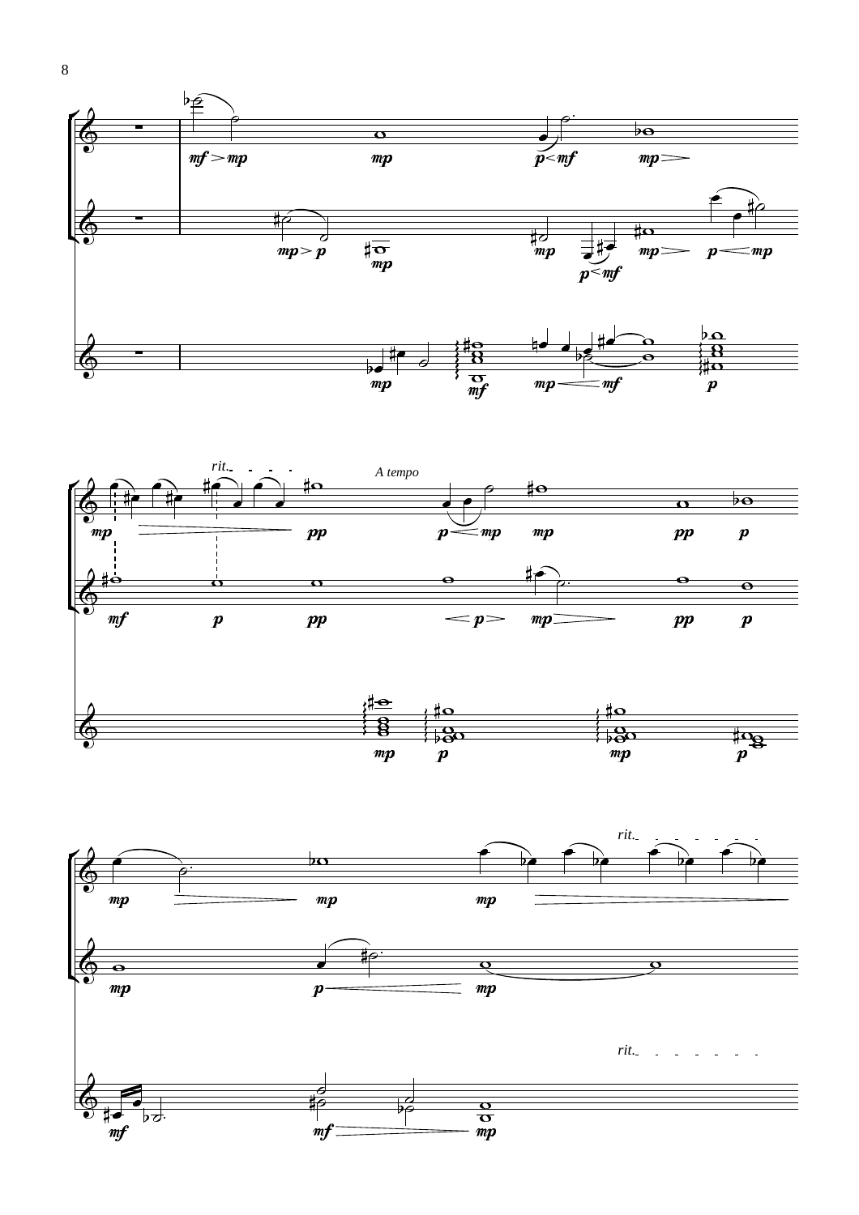rit.

A tempo

rit.

rit.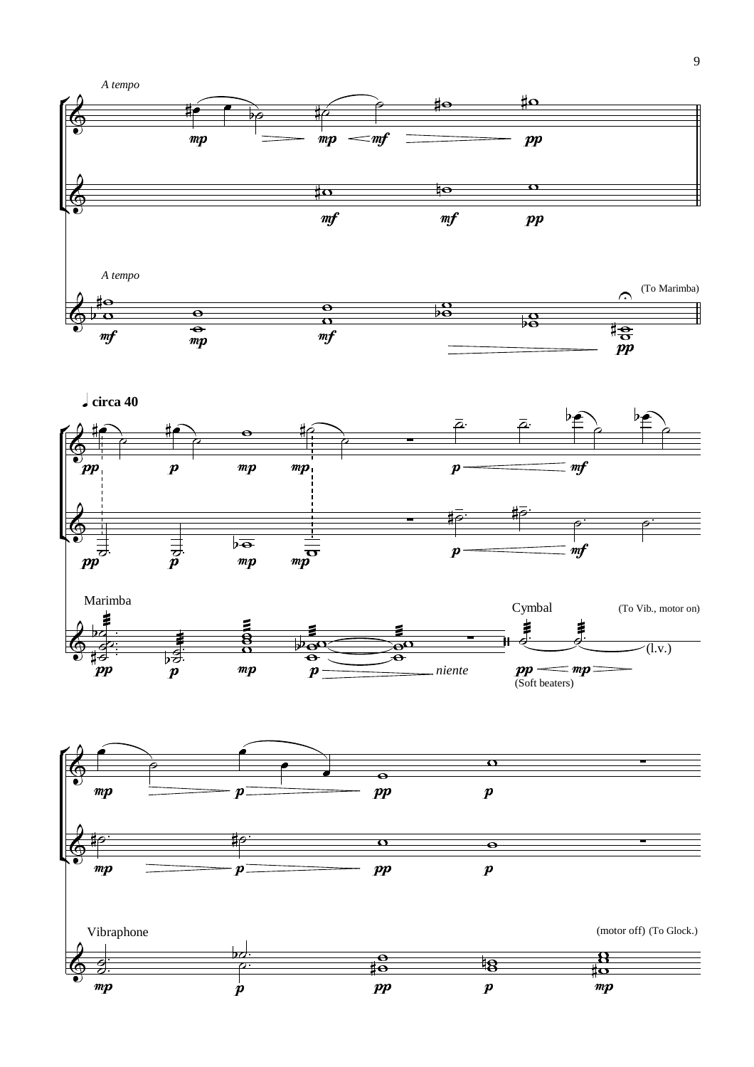*A tempo*

*A tempo*

(To Marimba)

♩ **circa 40**

Marimba

*niente*

Cymbal

(To Vib., motor on)

(l.v.)

(Soft beaters)

Vibraphone

(motor off) (To Glock.)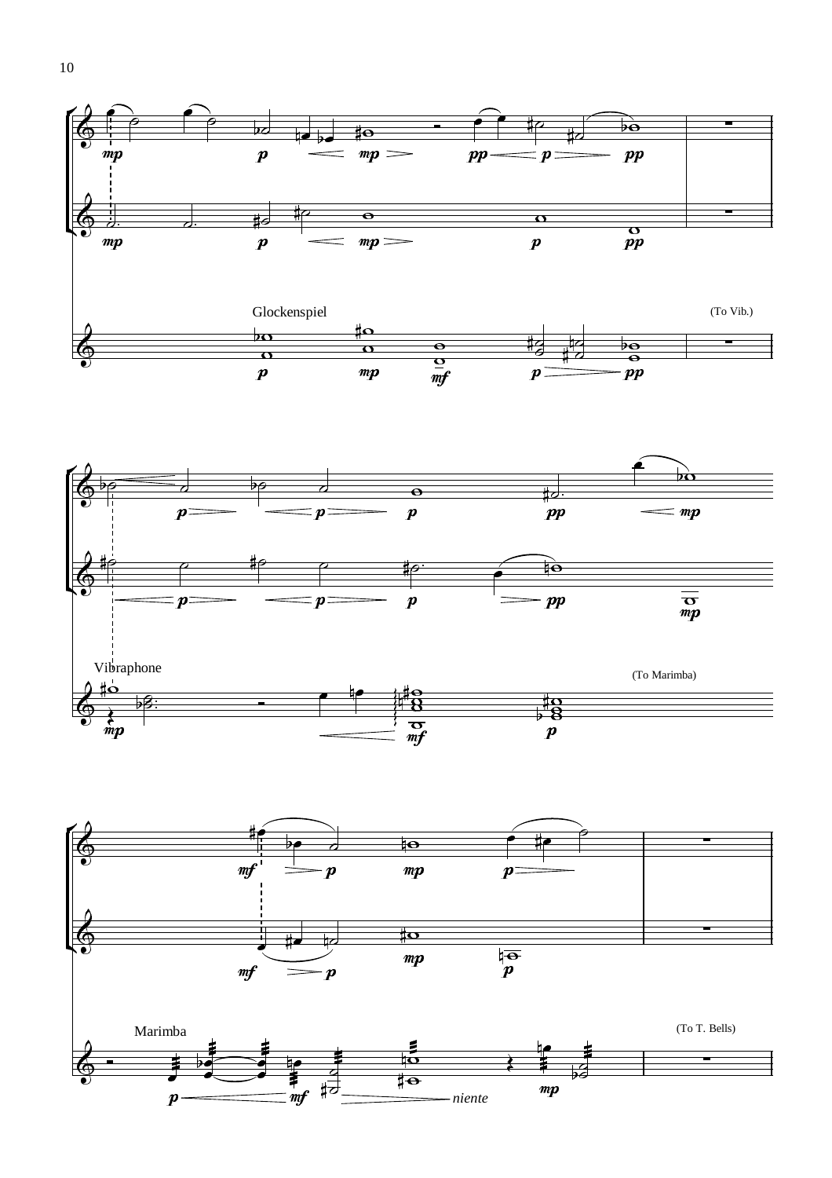Glockenspiel

(To Vib.)

Vibraphone

(To Marimba)

Marimba

*niente*

(To T. Bells)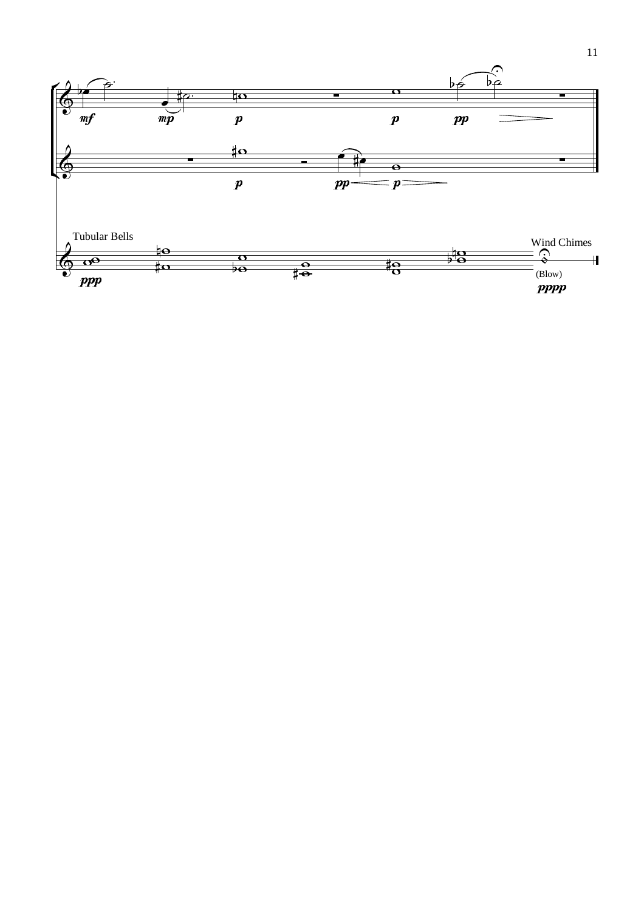Tubular Bells

Wind Chimes

(Blow)